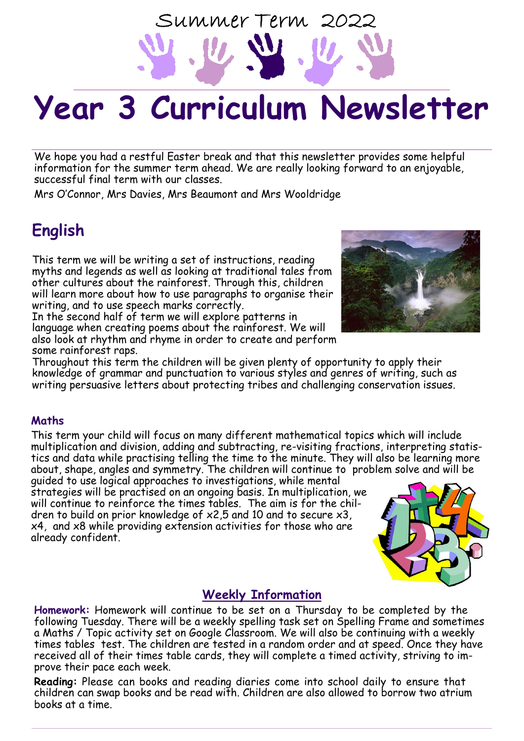Summer Term 2022

# Year 3 Curriculum Newsletter

We hope you had a restful Easter break and that this newsletter provides some helpful information for the summer term ahead. We are really looking forward to an enjoyable, successful final term with our classes.

Mrs O'Connor, Mrs Davies, Mrs Beaumont and Mrs Wooldridge

## English

This term we will be writing a set of instructions, reading myths and legends as well as looking at traditional tales from other cultures about the rainforest. Through this, children will learn more about how to use paragraphs to organise their writing, and to use speech marks correctly.

In the second half of term we will explore patterns in language when creating poems about the rainforest. We will also look at rhythm and rhyme in order to create and perform some rainforest raps.

Throughout this term the children will be given plenty of opportunity to apply their knowledge of grammar and punctuation to various styles and genres of writing, such as writing persuasive letters about protecting tribes and challenging conservation issues.

### Maths

This term your child will focus on many different mathematical topics which will include multiplication and division, adding and subtracting, re-visiting fractions, interpreting statistics and data while practising telling the time to the minute. They will also be learning more about, shape, angles and symmetry. The children will continue to problem solve and will be guided to use logical approaches to investigations, while mental strategies will be practised on an ongoing basis. In multiplication, we will continue to reinforce the times tables. The aim is for the children to build on prior knowledge of x2,5 and 10 and to secure x3, x4, and x8 while providing extension activities for those who are already confident.

## Weekly Information

**Homework:** Homework will continue to be set on a Thursday to be completed by the following Tuesday. There will be a weekly spelling task set on Spelling Frame and sometimes a Maths / Topic activity set on Google Classroom. We will also be continuing with a weekly times tables test. The children are tested in a random order and at speed. Once they have received all of their times table cards, they will complete a timed activity, striving to improve their pace each week.

**Reading:** Please can books and reading diaries come into school daily to ensure that children can swap books and be read with. Children are also allowed to borrow two atrium books at a time.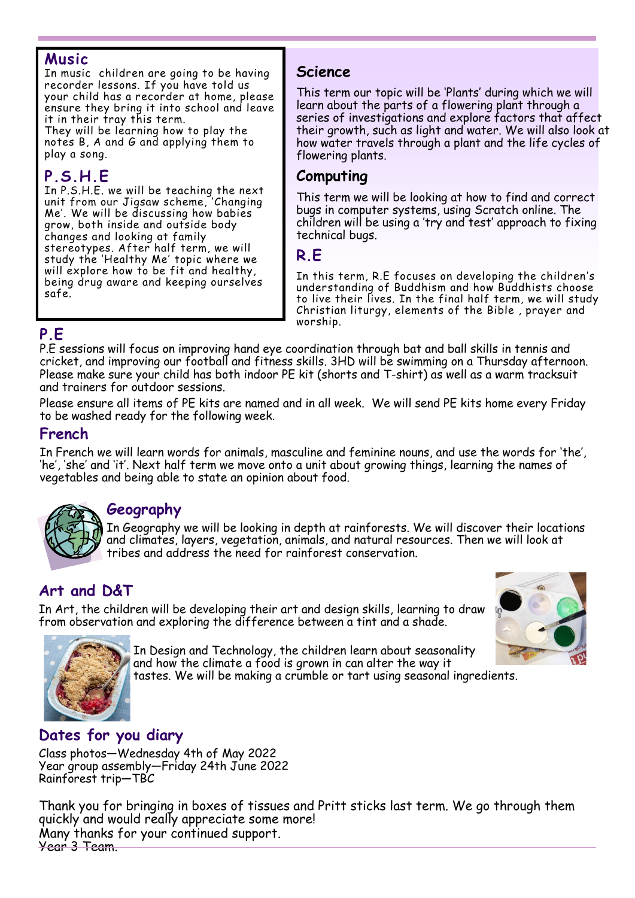## Music

In music children are going to be having recorder lessons. If you have told us your child has a recorder at home, please ensure they bring it into school and leave it in their tray this term.
They will be learning how to play the notes B, A and G and applying them to play a song.

## P.S.H.E

In P.S.H.E. we will be teaching the next unit from our Jigsaw scheme, 'Changing Me'. We will be discussing how babies grow, both inside and outside body changes and looking at family stereotypes. After half term, we will study the 'Healthy Me' topic where we will explore how to be fit and healthy, being drug aware and keeping ourselves safe.

## Science

This term our topic will be 'Plants' during which we will learn about the parts of a flowering plant through a series of investigations and explore factors that affect their growth, such as light and water. We will also look at how water travels through a plant and the life cycles of flowering plants.

## Computing

This term we will be looking at how to find and correct bugs in computer systems, using Scratch online. The children will be using a 'try and test' approach to fixing technical bugs.

## R.E

In this term, R.E focuses on developing the children's understanding of Buddhism and how Buddhists choose to live their lives. In the final half term, we will study Christian liturgy, elements of the Bible , prayer and worship.

## P.E

P.E sessions will focus on improving hand eye coordination through bat and ball skills in tennis and cricket, and improving our football and fitness skills. 3HD will be swimming on a Thursday afternoon. Please make sure your child has both indoor PE kit (shorts and T-shirt) as well as a warm tracksuit and trainers for outdoor sessions.

Please ensure all items of PE kits are named and in all week. We will send PE kits home every Friday to be washed ready for the following week.

## French

In French we will learn words for animals, masculine and feminine nouns, and use the words for 'the', 'he', 'she' and 'it'. Next half term we move onto a unit about growing things, learning the names of vegetables and being able to state an opinion about food.

## Geography

In Geography we will be looking in depth at rainforests. We will discover their locations and climates, layers, vegetation, animals, and natural resources. Then we will look at tribes and address the need for rainforest conservation.

## Art and D&T

In Art, the children will be developing their art and design skills, learning to draw from observation and exploring the difference between a tint and a shade.

In Design and Technology, the children learn about seasonality and how the climate a food is grown in can alter the way it tastes. We will be making a crumble or tart using seasonal ingredients.

## Dates for you diary

Class photos—Wednesday 4th of May 2022
Year group assembly—Friday 24th June 2022
Rainforest trip—TBC

Thank you for bringing in boxes of tissues and Pritt sticks last term. We go through them quickly and would really appreciate some more!
Many thanks for your continued support.
Year 3 Team.